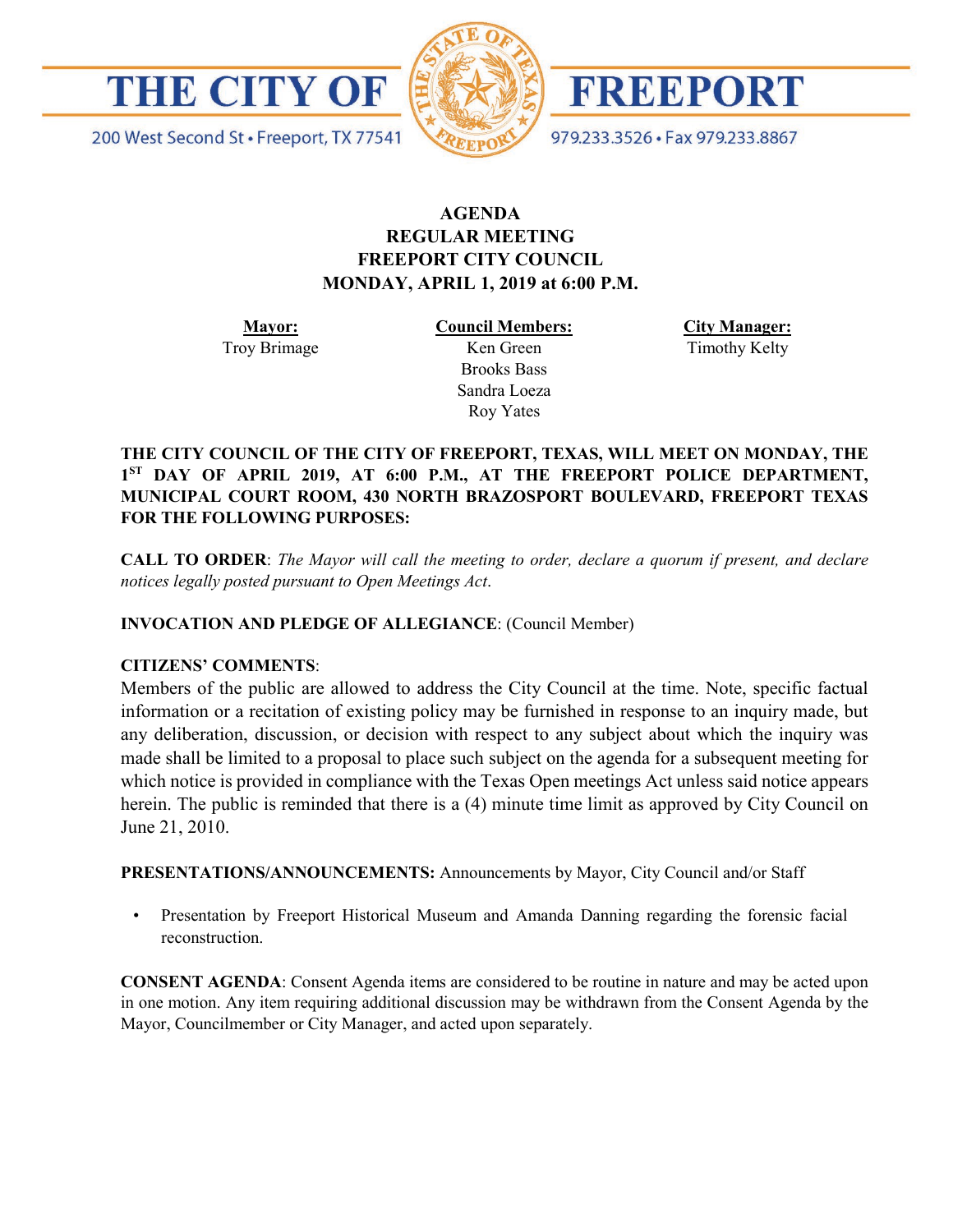# THE CITY OF FREEPORT

200 West Second St • Freeport, TX 77541

979.233.3526 • Fax 979.233.8867

## AGENDA
## REGULAR MEETING
## FREEPORT CITY COUNCIL
## MONDAY, APRIL 1, 2019 at 6:00 P.M.

| **Mayor:** | **Council Members:** | **City Manager:** |
|---|---|---|
| Troy Brimage | Ken Green | Timothy Kelty |
| | Brooks Bass | |
| | Sandra Loeza | |
| | Roy Yates | |

**THE CITY COUNCIL OF THE CITY OF FREEPORT, TEXAS, WILL MEET ON MONDAY, THE 1ST DAY OF APRIL 2019, AT 6:00 P.M., AT THE FREEPORT POLICE DEPARTMENT, MUNICIPAL COURT ROOM, 430 NORTH BRAZOSPORT BOULEVARD, FREEPORT TEXAS FOR THE FOLLOWING PURPOSES:**

**CALL TO ORDER**: *The Mayor will call the meeting to order, declare a quorum if present, and declare notices legally posted pursuant to Open Meetings Act.*

**INVOCATION AND PLEDGE OF ALLEGIANCE**: (Council Member)

**CITIZENS' COMMENTS**:

Members of the public are allowed to address the City Council at the time. Note, specific factual information or a recitation of existing policy may be furnished in response to an inquiry made, but any deliberation, discussion, or decision with respect to any subject about which the inquiry was made shall be limited to a proposal to place such subject on the agenda for a subsequent meeting for which notice is provided in compliance with the Texas Open meetings Act unless said notice appears herein. The public is reminded that there is a (4) minute time limit as approved by City Council on June 21, 2010.

**PRESENTATIONS/ANNOUNCEMENTS:** Announcements by Mayor, City Council and/or Staff

- Presentation by Freeport Historical Museum and Amanda Danning regarding the forensic facial reconstruction.

**CONSENT AGENDA**: Consent Agenda items are considered to be routine in nature and may be acted upon in one motion. Any item requiring additional discussion may be withdrawn from the Consent Agenda by the Mayor, Councilmember or City Manager, and acted upon separately.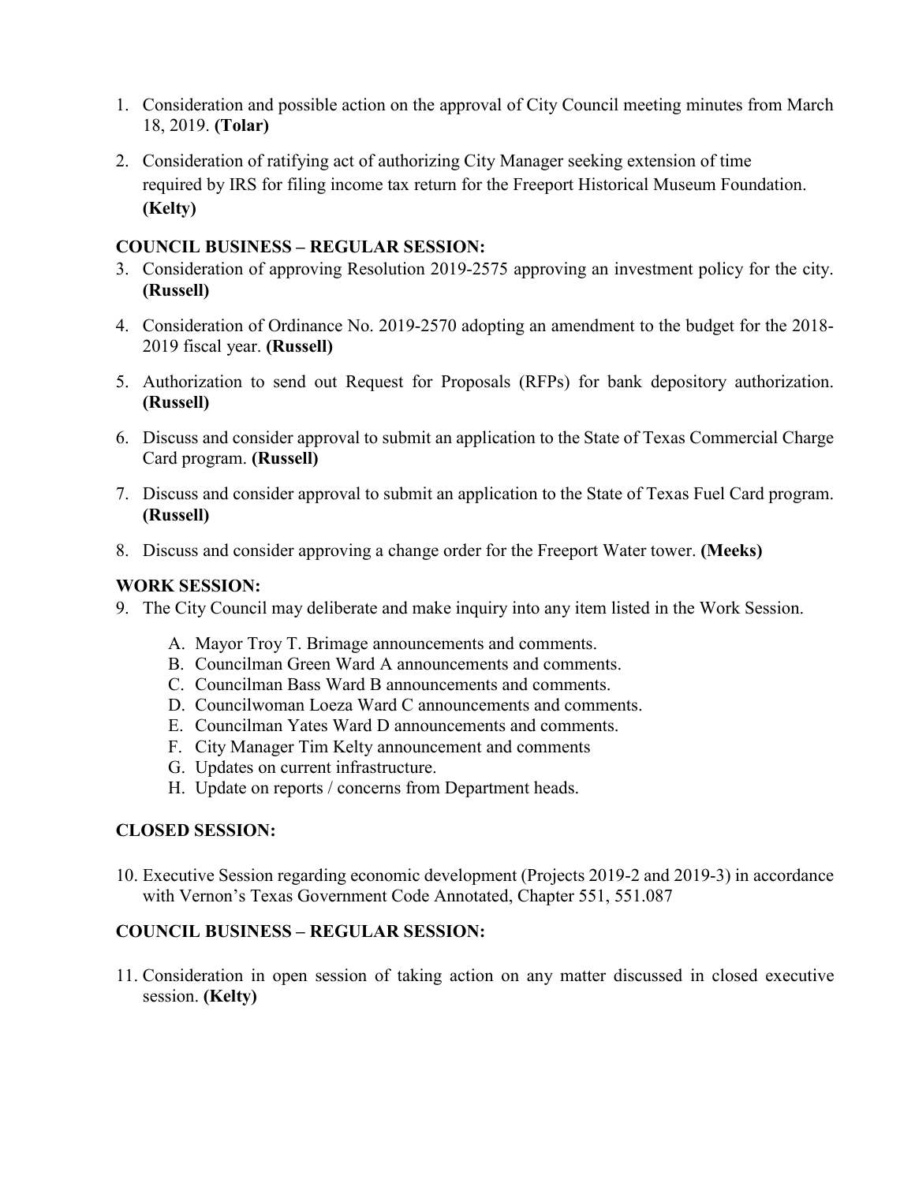1. Consideration and possible action on the approval of City Council meeting minutes from March 18, 2019. **(Tolar)**

2. Consideration of ratifying act of authorizing City Manager seeking extension of time required by IRS for filing income tax return for the Freeport Historical Museum Foundation. **(Kelty)**

**COUNCIL BUSINESS – REGULAR SESSION:**

3. Consideration of approving Resolution 2019-2575 approving an investment policy for the city. **(Russell)**

4. Consideration of Ordinance No. 2019-2570 adopting an amendment to the budget for the 2018-2019 fiscal year. **(Russell)**

5. Authorization to send out Request for Proposals (RFPs) for bank depository authorization. **(Russell)**

6. Discuss and consider approval to submit an application to the State of Texas Commercial Charge Card program. **(Russell)**

7. Discuss and consider approval to submit an application to the State of Texas Fuel Card program. **(Russell)**

8. Discuss and consider approving a change order for the Freeport Water tower. **(Meeks)**

**WORK SESSION:**

9. The City Council may deliberate and make inquiry into any item listed in the Work Session.

   A. Mayor Troy T. Brimage announcements and comments.
   B. Councilman Green Ward A announcements and comments.
   C. Councilman Bass Ward B announcements and comments.
   D. Councilwoman Loeza Ward C announcements and comments.
   E. Councilman Yates Ward D announcements and comments.
   F. City Manager Tim Kelty announcement and comments
   G. Updates on current infrastructure.
   H. Update on reports / concerns from Department heads.

**CLOSED SESSION:**

10. Executive Session regarding economic development (Projects 2019-2 and 2019-3) in accordance with Vernon's Texas Government Code Annotated, Chapter 551, 551.087

**COUNCIL BUSINESS – REGULAR SESSION:**

11. Consideration in open session of taking action on any matter discussed in closed executive session. **(Kelty)**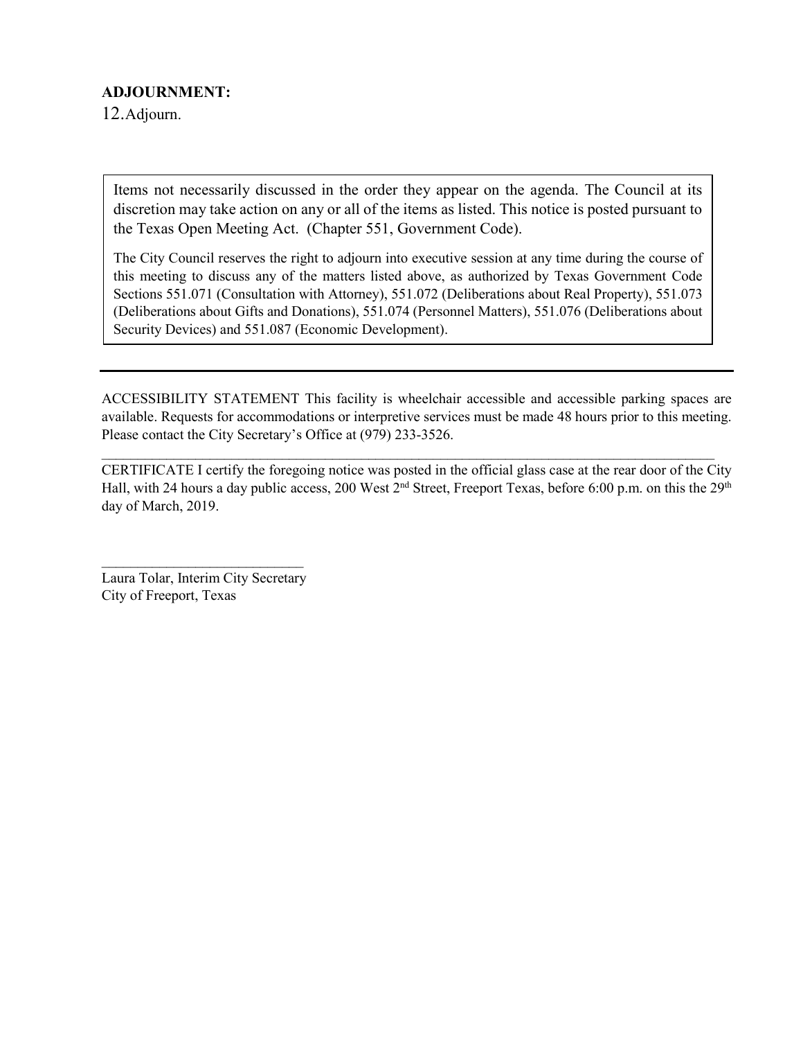**ADJOURNMENT:**

12. Adjourn.

> Items not necessarily discussed in the order they appear on the agenda. The Council at its discretion may take action on any or all of the items as listed. This notice is posted pursuant to the Texas Open Meeting Act. (Chapter 551, Government Code).
>
> The City Council reserves the right to adjourn into executive session at any time during the course of this meeting to discuss any of the matters listed above, as authorized by Texas Government Code Sections 551.071 (Consultation with Attorney), 551.072 (Deliberations about Real Property), 551.073 (Deliberations about Gifts and Donations), 551.074 (Personnel Matters), 551.076 (Deliberations about Security Devices) and 551.087 (Economic Development).

---

ACCESSIBILITY STATEMENT This facility is wheelchair accessible and accessible parking spaces are available. Requests for accommodations or interpretive services must be made 48 hours prior to this meeting. Please contact the City Secretary's Office at (979) 233-3526.

---

CERTIFICATE I certify the foregoing notice was posted in the official glass case at the rear door of the City Hall, with 24 hours a day public access, 200 West 2nd Street, Freeport Texas, before 6:00 p.m. on this the 29th day of March, 2019.

\_\_\_\_\_\_\_\_\_\_\_\_\_\_\_\_\_\_\_\_\_\_\_\_\_\_\_\_\_\_

Laura Tolar, Interim City Secretary
City of Freeport, Texas